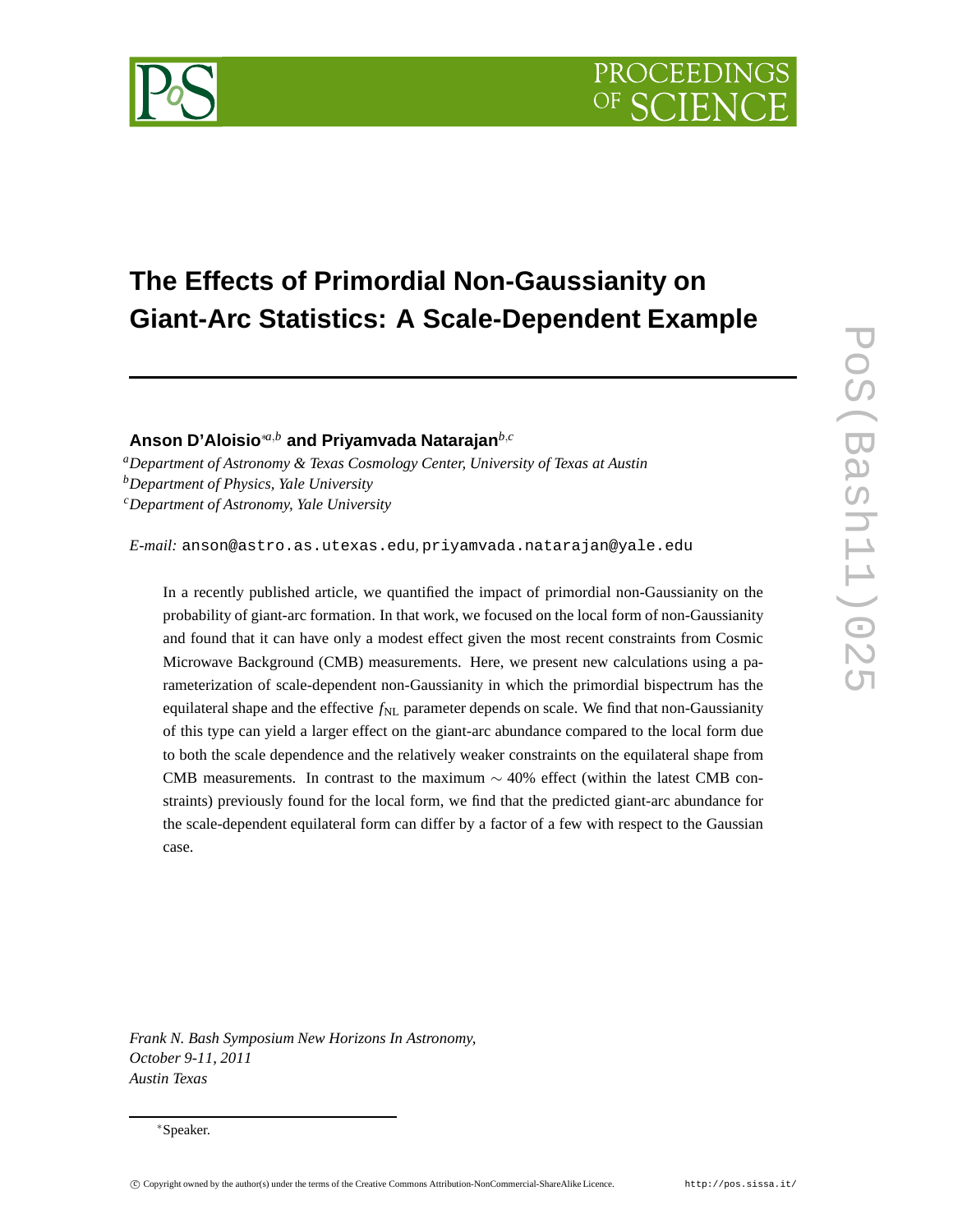# The Effects of Primordial Non-Gaussianity on Giant-Arc Statistics: A Scale-Dependent Example

**Anson D'Aloisio**[*a,b] **and Priyamvada Natarajan**[b,c]

[a]*Department of Astronomy & Texas Cosmology Center, University of Texas at Austin*
[b]*Department of Physics, Yale University*
[c]*Department of Astronomy, Yale University*

*E-mail:* anson@astro.as.utexas.edu, priyamvada.natarajan@yale.edu

In a recently published article, we quantified the impact of primordial non-Gaussianity on the probability of giant-arc formation. In that work, we focused on the local form of non-Gaussianity and found that it can have only a modest effect given the most recent constraints from Cosmic Microwave Background (CMB) measurements. Here, we present new calculations using a parameterization of scale-dependent non-Gaussianity in which the primordial bispectrum has the equilateral shape and the effective $f_{\rm NL}$ parameter depends on scale. We find that non-Gaussianity of this type can yield a larger effect on the giant-arc abundance compared to the local form due to both the scale dependence and the relatively weaker constraints on the equilateral shape from CMB measurements. In contrast to the maximum $\sim 40\%$ effect (within the latest CMB constraints) previously found for the local form, we find that the predicted giant-arc abundance for the scale-dependent equilateral form can differ by a factor of a few with respect to the Gaussian case.

*Frank N. Bash Symposium New Horizons In Astronomy,*
*October 9-11, 2011*
*Austin Texas*

[*]Speaker.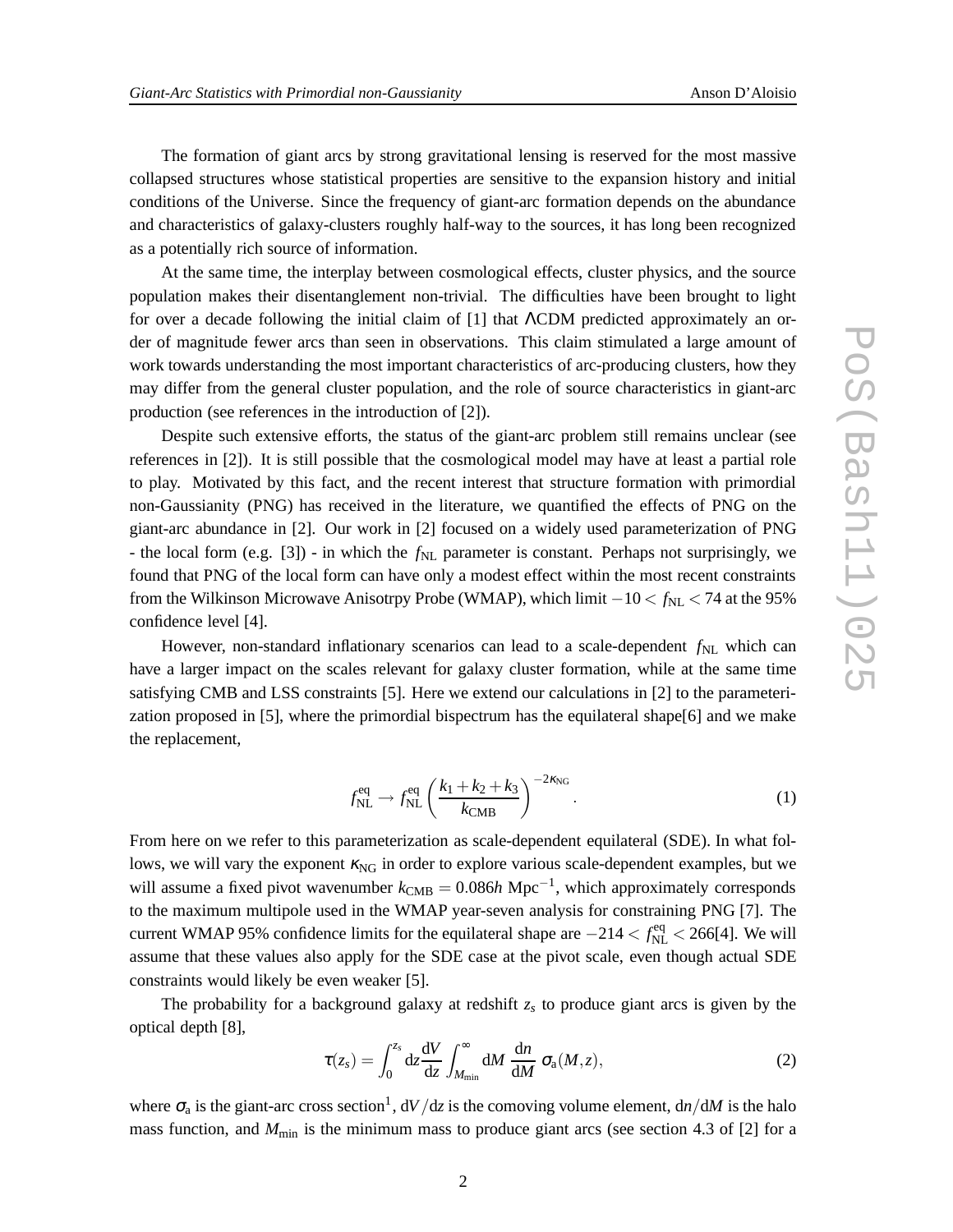The formation of giant arcs by strong gravitational lensing is reserved for the most massive collapsed structures whose statistical properties are sensitive to the expansion history and initial conditions of the Universe. Since the frequency of giant-arc formation depends on the abundance and characteristics of galaxy-clusters roughly half-way to the sources, it has long been recognized as a potentially rich source of information.

At the same time, the interplay between cosmological effects, cluster physics, and the source population makes their disentanglement non-trivial. The difficulties have been brought to light for over a decade following the initial claim of [1] that ΛCDM predicted approximately an order of magnitude fewer arcs than seen in observations. This claim stimulated a large amount of work towards understanding the most important characteristics of arc-producing clusters, how they may differ from the general cluster population, and the role of source characteristics in giant-arc production (see references in the introduction of [2]).

Despite such extensive efforts, the status of the giant-arc problem still remains unclear (see references in [2]). It is still possible that the cosmological model may have at least a partial role to play. Motivated by this fact, and the recent interest that structure formation with primordial non-Gaussianity (PNG) has received in the literature, we quantified the effects of PNG on the giant-arc abundance in [2]. Our work in [2] focused on a widely used parameterization of PNG - the local form (e.g. [3]) - in which the $f_{\rm NL}$ parameter is constant. Perhaps not surprisingly, we found that PNG of the local form can have only a modest effect within the most recent constraints from the Wilkinson Microwave Anisotrpy Probe (WMAP), which limit $-10 < f_{\rm NL} < 74$ at the 95% confidence level [4].

However, non-standard inflationary scenarios can lead to a scale-dependent $f_{\rm NL}$ which can have a larger impact on the scales relevant for galaxy cluster formation, while at the same time satisfying CMB and LSS constraints [5]. Here we extend our calculations in [2] to the parameterization proposed in [5], where the primordial bispectrum has the equilateral shape[6] and we make the replacement,

$$f_{\rm NL}^{\rm eq} \rightarrow f_{\rm NL}^{\rm eq} \left( \frac{k_1 + k_2 + k_3}{k_{\rm CMB}} \right)^{-2\kappa_{\rm NG}}. \tag{1}$$

From here on we refer to this parameterization as scale-dependent equilateral (SDE). In what follows, we will vary the exponent $\kappa_{\rm NG}$ in order to explore various scale-dependent examples, but we will assume a fixed pivot wavenumber $k_{\rm CMB} = 0.086h$ Mpc$^{-1}$, which approximately corresponds to the maximum multipole used in the WMAP year-seven analysis for constraining PNG [7]. The current WMAP 95% confidence limits for the equilateral shape are $-214 < f_{\rm NL}^{\rm eq} < 266$[4]. We will assume that these values also apply for the SDE case at the pivot scale, even though actual SDE constraints would likely be even weaker [5].

The probability for a background galaxy at redshift $z_s$ to produce giant arcs is given by the optical depth [8],

$$\tau(z_s) = \int_0^{z_s} {\rm d}z \frac{{\rm d}V}{{\rm d}z} \int_{M_{\rm min}}^{\infty} {\rm d}M \ \frac{{\rm d}n}{{\rm d}M} \ \sigma_{\rm a}(M,z), \tag{2}$$

where $\sigma_{\rm a}$ is the giant-arc cross section[1], ${\rm d}V/{\rm d}z$ is the comoving volume element, ${\rm d}n/{\rm d}M$ is the halo mass function, and $M_{\rm min}$ is the minimum mass to produce giant arcs (see section 4.3 of [2] for a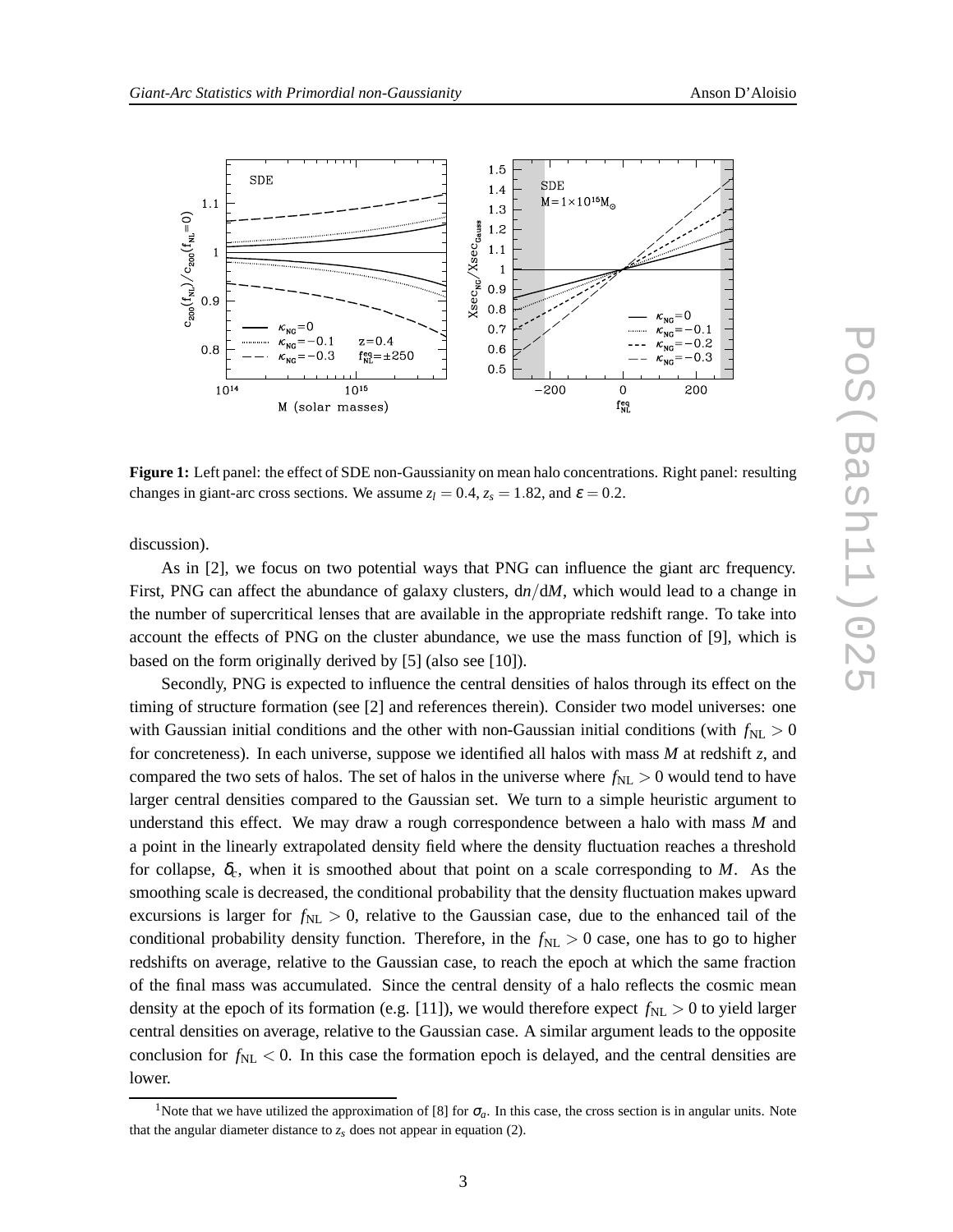**Figure 1:** Left panel: the effect of SDE non-Gaussianity on mean halo concentrations. Right panel: resulting changes in giant-arc cross sections. We assume $z_l = 0.4$, $z_s = 1.82$, and $\varepsilon = 0.2$.

discussion).

As in [2], we focus on two potential ways that PNG can influence the giant arc frequency. First, PNG can affect the abundance of galaxy clusters, $\mathrm{d}n/\mathrm{d}M$, which would lead to a change in the number of supercritical lenses that are available in the appropriate redshift range. To take into account the effects of PNG on the cluster abundance, we use the mass function of [9], which is based on the form originally derived by [5] (also see [10]).

Secondly, PNG is expected to influence the central densities of halos through its effect on the timing of structure formation (see [2] and references therein). Consider two model universes: one with Gaussian initial conditions and the other with non-Gaussian initial conditions (with $f_{\rm NL} > 0$ for concreteness). In each universe, suppose we identified all halos with mass $M$ at redshift $z$, and compared the two sets of halos. The set of halos in the universe where $f_{\rm NL} > 0$ would tend to have larger central densities compared to the Gaussian set. We turn to a simple heuristic argument to understand this effect. We may draw a rough correspondence between a halo with mass $M$ and a point in the linearly extrapolated density field where the density fluctuation reaches a threshold for collapse, $\delta_c$, when it is smoothed about that point on a scale corresponding to $M$. As the smoothing scale is decreased, the conditional probability that the density fluctuation makes upward excursions is larger for $f_{\rm NL} > 0$, relative to the Gaussian case, due to the enhanced tail of the conditional probability density function. Therefore, in the $f_{\rm NL} > 0$ case, one has to go to higher redshifts on average, relative to the Gaussian case, to reach the epoch at which the same fraction of the final mass was accumulated. Since the central density of a halo reflects the cosmic mean density at the epoch of its formation (e.g. [11]), we would therefore expect $f_{\rm NL} > 0$ to yield larger central densities on average, relative to the Gaussian case. A similar argument leads to the opposite conclusion for $f_{\rm NL} < 0$. In this case the formation epoch is delayed, and the central densities are lower.

[1]Note that we have utilized the approximation of [8] for $\sigma_a$. In this case, the cross section is in angular units. Note that the angular diameter distance to $z_s$ does not appear in equation (2).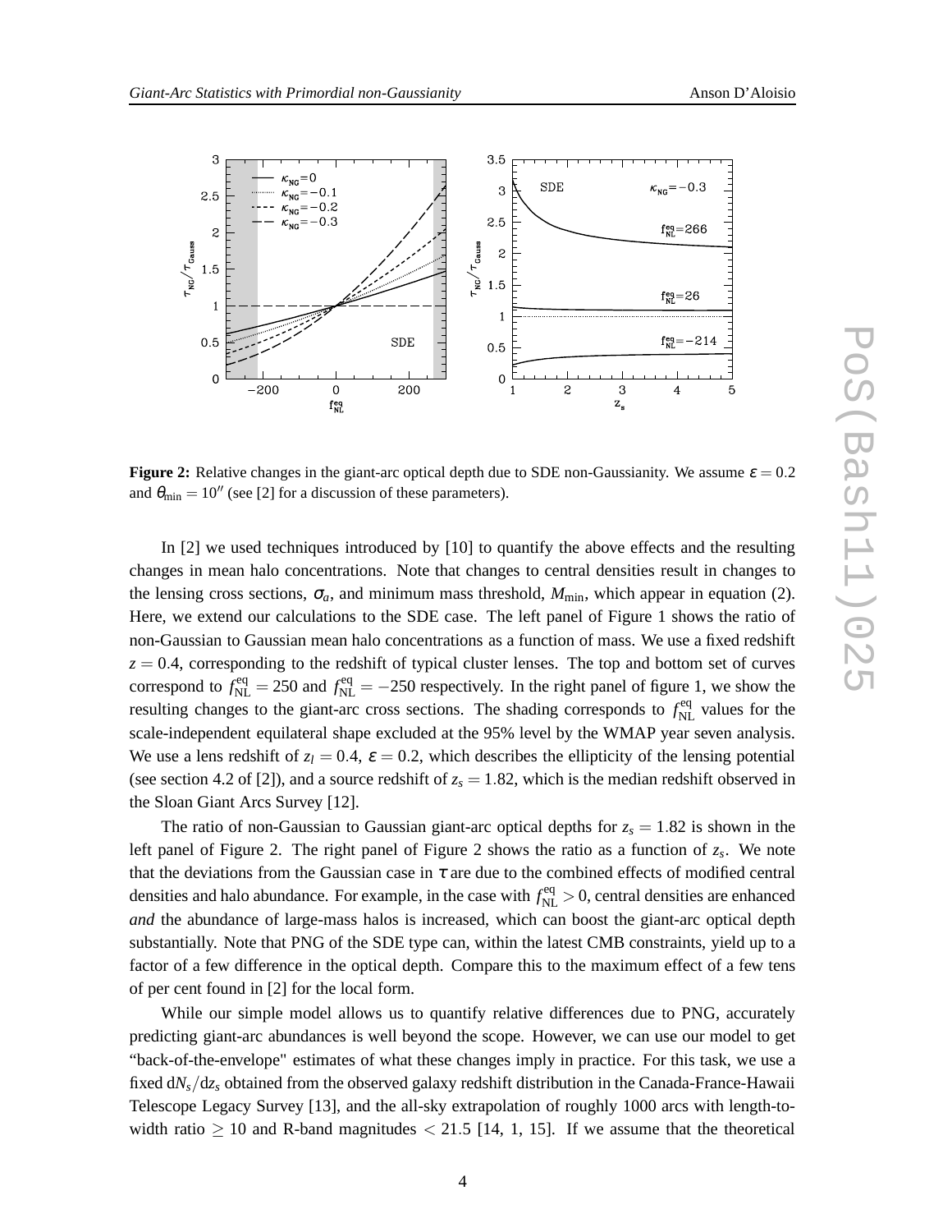**Figure 2:** Relative changes in the giant-arc optical depth due to SDE non-Gaussianity. We assume $\varepsilon = 0.2$ and $\theta_{\min} = 10''$ (see [2] for a discussion of these parameters).

In [2] we used techniques introduced by [10] to quantify the above effects and the resulting changes in mean halo concentrations. Note that changes to central densities result in changes to the lensing cross sections, $\sigma_a$, and minimum mass threshold, $M_{\min}$, which appear in equation (2). Here, we extend our calculations to the SDE case. The left panel of Figure 1 shows the ratio of non-Gaussian to Gaussian mean halo concentrations as a function of mass. We use a fixed redshift $z = 0.4$, corresponding to the redshift of typical cluster lenses. The top and bottom set of curves correspond to $f_{\rm NL}^{\rm eq} = 250$ and $f_{\rm NL}^{\rm eq} = -250$ respectively. In the right panel of figure 1, we show the resulting changes to the giant-arc cross sections. The shading corresponds to $f_{\rm NL}^{\rm eq}$ values for the scale-independent equilateral shape excluded at the 95% level by the WMAP year seven analysis. We use a lens redshift of $z_l = 0.4$, $\varepsilon = 0.2$, which describes the ellipticity of the lensing potential (see section 4.2 of [2]), and a source redshift of $z_s = 1.82$, which is the median redshift observed in the Sloan Giant Arcs Survey [12].

The ratio of non-Gaussian to Gaussian giant-arc optical depths for $z_s = 1.82$ is shown in the left panel of Figure 2. The right panel of Figure 2 shows the ratio as a function of $z_s$. We note that the deviations from the Gaussian case in $\tau$ are due to the combined effects of modified central densities and halo abundance. For example, in the case with $f_{\rm NL}^{\rm eq} > 0$, central densities are enhanced *and* the abundance of large-mass halos is increased, which can boost the giant-arc optical depth substantially. Note that PNG of the SDE type can, within the latest CMB constraints, yield up to a factor of a few difference in the optical depth. Compare this to the maximum effect of a few tens of per cent found in [2] for the local form.

While our simple model allows us to quantify relative differences due to PNG, accurately predicting giant-arc abundances is well beyond the scope. However, we can use our model to get "back-of-the-envelope" estimates of what these changes imply in practice. For this task, we use a fixed $\mathrm{d}N_s/\mathrm{d}z_s$ obtained from the observed galaxy redshift distribution in the Canada-France-Hawaii Telescope Legacy Survey [13], and the all-sky extrapolation of roughly 1000 arcs with length-to-width ratio $\geq 10$ and R-band magnitudes $< 21.5$ [14, 1, 15]. If we assume that the theoretical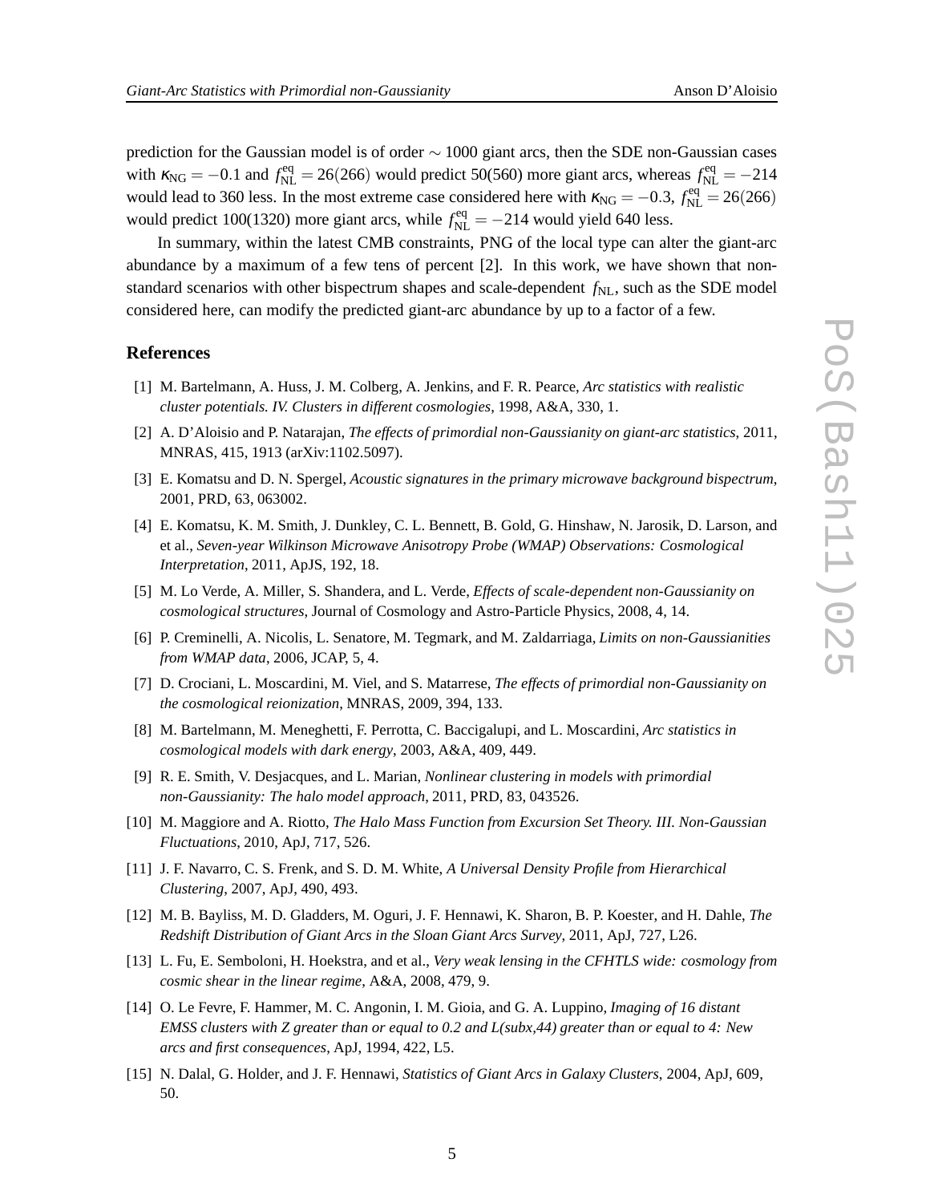prediction for the Gaussian model is of order $\sim 1000$ giant arcs, then the SDE non-Gaussian cases with $\kappa_{\rm NG} = -0.1$ and $f_{\rm NL}^{\rm eq} = 26(266)$ would predict 50(560) more giant arcs, whereas $f_{\rm NL}^{\rm eq} = -214$ would lead to 360 less. In the most extreme case considered here with $\kappa_{\rm NG} = -0.3$, $f_{\rm NL}^{\rm eq} = 26(266)$ would predict 100(1320) more giant arcs, while $f_{\rm NL}^{\rm eq} = -214$ would yield 640 less.

In summary, within the latest CMB constraints, PNG of the local type can alter the giant-arc abundance by a maximum of a few tens of percent [2]. In this work, we have shown that non-standard scenarios with other bispectrum shapes and scale-dependent $f_{\rm NL}$, such as the SDE model considered here, can modify the predicted giant-arc abundance by up to a factor of a few.

## References

[1] M. Bartelmann, A. Huss, J. M. Colberg, A. Jenkins, and F. R. Pearce, *Arc statistics with realistic cluster potentials. IV. Clusters in different cosmologies*, 1998, A&A, 330, 1.

[2] A. D'Aloisio and P. Natarajan, *The effects of primordial non-Gaussianity on giant-arc statistics*, 2011, MNRAS, 415, 1913 (arXiv:1102.5097).

[3] E. Komatsu and D. N. Spergel, *Acoustic signatures in the primary microwave background bispectrum*, 2001, PRD, 63, 063002.

[4] E. Komatsu, K. M. Smith, J. Dunkley, C. L. Bennett, B. Gold, G. Hinshaw, N. Jarosik, D. Larson, and et al., *Seven-year Wilkinson Microwave Anisotropy Probe (WMAP) Observations: Cosmological Interpretation*, 2011, ApJS, 192, 18.

[5] M. Lo Verde, A. Miller, S. Shandera, and L. Verde, *Effects of scale-dependent non-Gaussianity on cosmological structures*, Journal of Cosmology and Astro-Particle Physics, 2008, 4, 14.

[6] P. Creminelli, A. Nicolis, L. Senatore, M. Tegmark, and M. Zaldarriaga, *Limits on non-Gaussianities from WMAP data*, 2006, JCAP, 5, 4.

[7] D. Crociani, L. Moscardini, M. Viel, and S. Matarrese, *The effects of primordial non-Gaussianity on the cosmological reionization*, MNRAS, 2009, 394, 133.

[8] M. Bartelmann, M. Meneghetti, F. Perrotta, C. Baccigalupi, and L. Moscardini, *Arc statistics in cosmological models with dark energy*, 2003, A&A, 409, 449.

[9] R. E. Smith, V. Desjacques, and L. Marian, *Nonlinear clustering in models with primordial non-Gaussianity: The halo model approach*, 2011, PRD, 83, 043526.

[10] M. Maggiore and A. Riotto, *The Halo Mass Function from Excursion Set Theory. III. Non-Gaussian Fluctuations*, 2010, ApJ, 717, 526.

[11] J. F. Navarro, C. S. Frenk, and S. D. M. White, *A Universal Density Profile from Hierarchical Clustering*, 2007, ApJ, 490, 493.

[12] M. B. Bayliss, M. D. Gladders, M. Oguri, J. F. Hennawi, K. Sharon, B. P. Koester, and H. Dahle, *The Redshift Distribution of Giant Arcs in the Sloan Giant Arcs Survey*, 2011, ApJ, 727, L26.

[13] L. Fu, E. Semboloni, H. Hoekstra, and et al., *Very weak lensing in the CFHTLS wide: cosmology from cosmic shear in the linear regime*, A&A, 2008, 479, 9.

[14] O. Le Fevre, F. Hammer, M. C. Angonin, I. M. Gioia, and G. A. Luppino, *Imaging of 16 distant EMSS clusters with Z greater than or equal to 0.2 and L(subx,44) greater than or equal to 4: New arcs and first consequences*, ApJ, 1994, 422, L5.

[15] N. Dalal, G. Holder, and J. F. Hennawi, *Statistics of Giant Arcs in Galaxy Clusters*, 2004, ApJ, 609, 50.